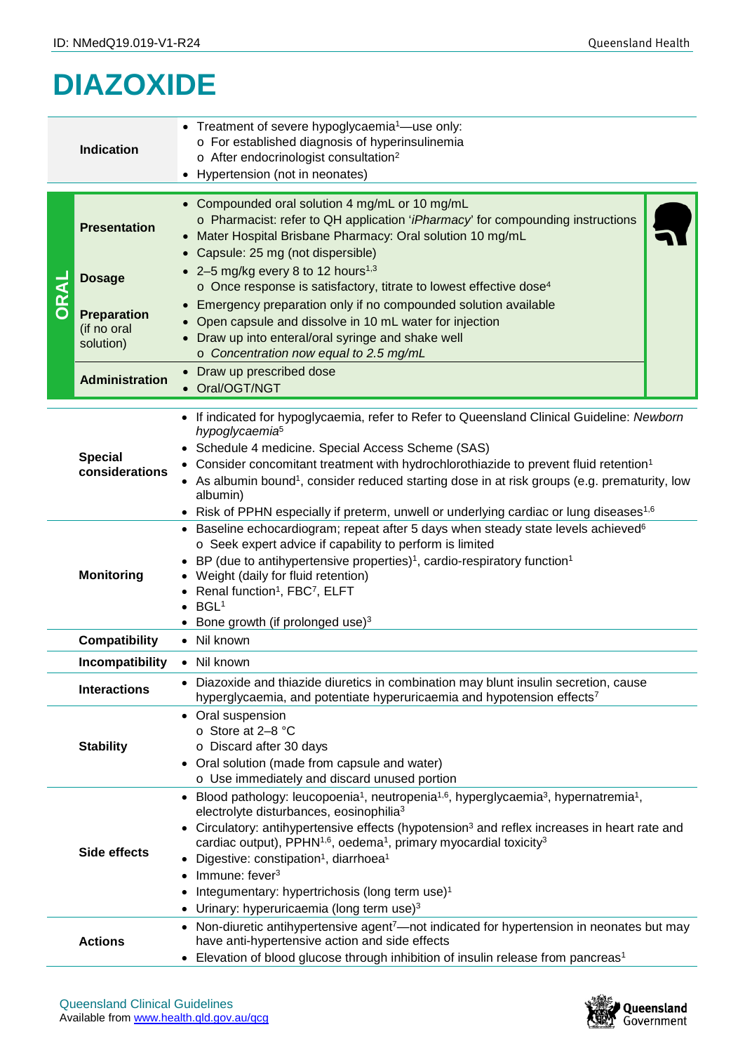ID: NMedQ19.019-V1-R24

# DIAZOXIDE

| | |
|---|---|
| **Indication** | • Treatment of severe hypoglycaemia[1]—use only:<br>o For established diagnosis of hyperinsulinemia<br>o After endocrinologist consultation[2]<br>• Hypertension (not in neonates) |
| **ORAL** | |
| **Presentation** | • Compounded oral solution 4 mg/mL or 10 mg/mL<br>o Pharmacist: refer to QH application '*iPharmacy*' for compounding instructions<br>• Mater Hospital Brisbane Pharmacy: Oral solution 10 mg/mL<br>• Capsule: 25 mg (not dispersible) |
| **Dosage** | • 2–5 mg/kg every 8 to 12 hours[1,3]<br>o Once response is satisfactory, titrate to lowest effective dose[4] |
| **Preparation** (if no oral solution) | • Emergency preparation only if no compounded solution available<br>• Open capsule and dissolve in 10 mL water for injection<br>• Draw up into enteral/oral syringe and shake well<br>o *Concentration now equal to 2.5 mg/mL* |
| **Administration** | • Draw up prescribed dose<br>• Oral/OGT/NGT |
| **Special considerations** | • If indicated for hypoglycaemia, refer to Refer to Queensland Clinical Guideline: *Newborn hypoglycaemia*[5]<br>• Schedule 4 medicine. Special Access Scheme (SAS)<br>• Consider concomitant treatment with hydrochlorothiazide to prevent fluid retention[1]<br>• As albumin bound[1], consider reduced starting dose in at risk groups (e.g. prematurity, low albumin)<br>• Risk of PPHN especially if preterm, unwell or underlying cardiac or lung diseases[1,6] |
| **Monitoring** | • Baseline echocardiogram; repeat after 5 days when steady state levels achieved[6]<br>o Seek expert advice if capability to perform is limited<br>• BP (due to antihypertensive properties)[1], cardio-respiratory function[1]<br>• Weight (daily for fluid retention)<br>• Renal function[1], FBC[7], ELFT<br>• BGL[1]<br>• Bone growth (if prolonged use)[3] |
| **Compatibility** | • Nil known |
| **Incompatibility** | • Nil known |
| **Interactions** | • Diazoxide and thiazide diuretics in combination may blunt insulin secretion, cause hyperglycaemia, and potentiate hyperuricaemia and hypotension effects[7] |
| **Stability** | • Oral suspension<br>o Store at 2–8 °C<br>o Discard after 30 days<br>• Oral solution (made from capsule and water)<br>o Use immediately and discard unused portion |
| **Side effects** | • Blood pathology: leucopoenia[1], neutropenia[1,6], hyperglycaemia[3], hypernatremia[1], electrolyte disturbances, eosinophilia[3]<br>• Circulatory: antihypertensive effects (hypotension[3] and reflex increases in heart rate and cardiac output), PPHN[1,6], oedema[1], primary myocardial toxicity[3]<br>• Digestive: constipation[1], diarrhoea[1]<br>• Immune: fever[3]<br>• Integumentary: hypertrichosis (long term use)[1]<br>• Urinary: hyperuricaemia (long term use)[3] |
| **Actions** | • Non-diuretic antihypertensive agent[7]—not indicated for hypertension in neonates but may have anti-hypertensive action and side effects<br>• Elevation of blood glucose through inhibition of insulin release from pancreas[1] |

Queensland Clinical Guidelines
Available from www.health.qld.gov.au/qcg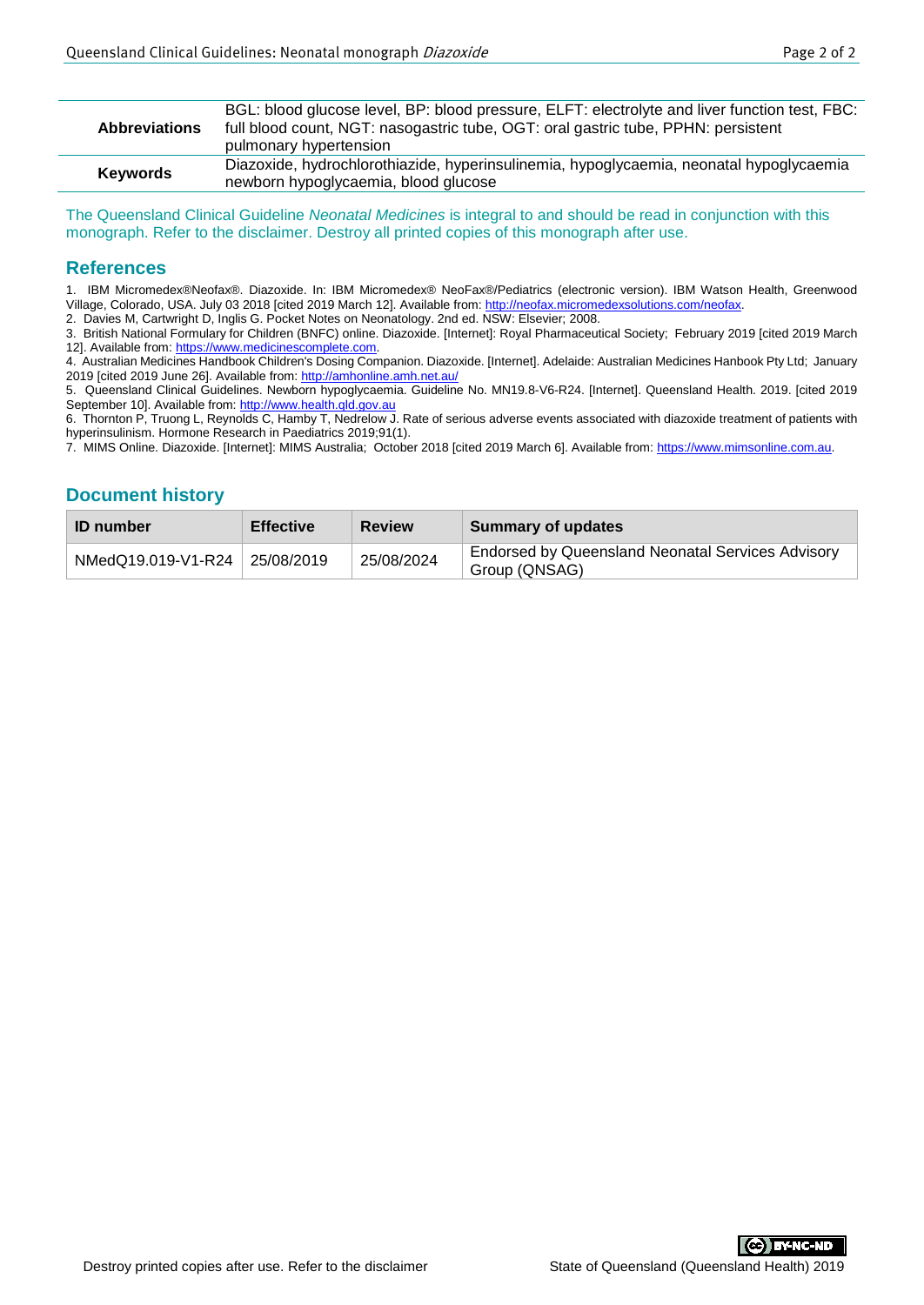| | |
|---|---|
| **Abbreviations** | BGL: blood glucose level, BP: blood pressure, ELFT: electrolyte and liver function test, FBC: full blood count, NGT: nasogastric tube, OGT: oral gastric tube, PPHN: persistent pulmonary hypertension |
| **Keywords** | Diazoxide, hydrochlorothiazide, hyperinsulinemia, hypoglycaemia, neonatal hypoglycaemia newborn hypoglycaemia, blood glucose |

The Queensland Clinical Guideline *Neonatal Medicines* is integral to and should be read in conjunction with this monograph. Refer to the disclaimer. Destroy all printed copies of this monograph after use.

## References

1. IBM Micromedex®Neofax®. Diazoxide. In: IBM Micromedex® NeoFax®/Pediatrics (electronic version). IBM Watson Health, Greenwood Village, Colorado, USA. July 03 2018 [cited 2019 March 12]. Available from: http://neofax.micromedexsolutions.com/neofax.
2. Davies M, Cartwright D, Inglis G. Pocket Notes on Neonatology. 2nd ed. NSW: Elsevier; 2008.
3. British National Formulary for Children (BNFC) online. Diazoxide. [Internet]: Royal Pharmaceutical Society; February 2019 [cited 2019 March 12]. Available from: https://www.medicinescomplete.com.
4. Australian Medicines Handbook Children's Dosing Companion. Diazoxide. [Internet]. Adelaide: Australian Medicines Hanbook Pty Ltd; January 2019 [cited 2019 June 26]. Available from: http://amhonline.amh.net.au/
5. Queensland Clinical Guidelines. Newborn hypoglycaemia. Guideline No. MN19.8-V6-R24. [Internet]. Queensland Health. 2019. [cited 2019 September 10]. Available from: http://www.health.qld.gov.au
6. Thornton P, Truong L, Reynolds C, Hamby T, Nedrelow J. Rate of serious adverse events associated with diazoxide treatment of patients with hyperinsulinism. Hormone Research in Paediatrics 2019;91(1).
7. MIMS Online. Diazoxide. [Internet]: MIMS Australia; October 2018 [cited 2019 March 6]. Available from: https://www.mimsonline.com.au.

## Document history

| ID number | Effective | Review | Summary of updates |
|---|---|---|---|
| NMedQ19.019-V1-R24 | 25/08/2019 | 25/08/2024 | Endorsed by Queensland Neonatal Services Advisory Group (QNSAG) |

Destroy printed copies after use. Refer to the disclaimer

State of Queensland (Queensland Health) 2019